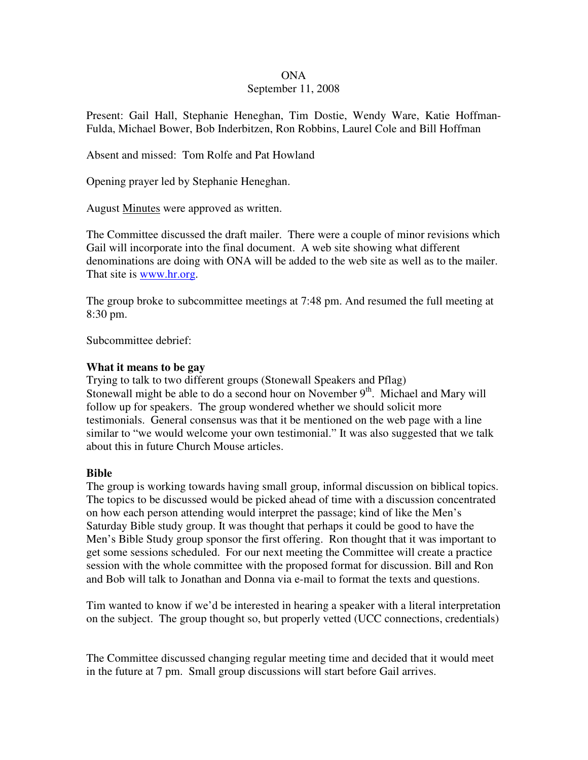ONA

September 11, 2008

Present: Gail Hall, Stephanie Heneghan, Tim Dostie, Wendy Ware, Katie Hoffman-Fulda, Michael Bower, Bob Inderbitzen, Ron Robbins, Laurel Cole and Bill Hoffman

Absent and missed: Tom Rolfe and Pat Howland

Opening prayer led by Stephanie Heneghan.

August Minutes were approved as written.

The Committee discussed the draft mailer. There were a couple of minor revisions which Gail will incorporate into the final document. A web site showing what different denominations are doing with ONA will be added to the web site as well as to the mailer. That site is www.hr.org.

The group broke to subcommittee meetings at 7:48 pm. And resumed the full meeting at 8:30 pm.

Subcommittee debrief:

**What it means to be gay**

Trying to talk to two different groups (Stonewall Speakers and Pflag)
Stonewall might be able to do a second hour on November 9th. Michael and Mary will follow up for speakers. The group wondered whether we should solicit more testimonials. General consensus was that it be mentioned on the web page with a line similar to "we would welcome your own testimonial." It was also suggested that we talk about this in future Church Mouse articles.

**Bible**

The group is working towards having small group, informal discussion on biblical topics. The topics to be discussed would be picked ahead of time with a discussion concentrated on how each person attending would interpret the passage; kind of like the Men's Saturday Bible study group. It was thought that perhaps it could be good to have the Men's Bible Study group sponsor the first offering. Ron thought that it was important to get some sessions scheduled. For our next meeting the Committee will create a practice session with the whole committee with the proposed format for discussion. Bill and Ron and Bob will talk to Jonathan and Donna via e-mail to format the texts and questions.

Tim wanted to know if we'd be interested in hearing a speaker with a literal interpretation on the subject. The group thought so, but properly vetted (UCC connections, credentials)

The Committee discussed changing regular meeting time and decided that it would meet in the future at 7 pm. Small group discussions will start before Gail arrives.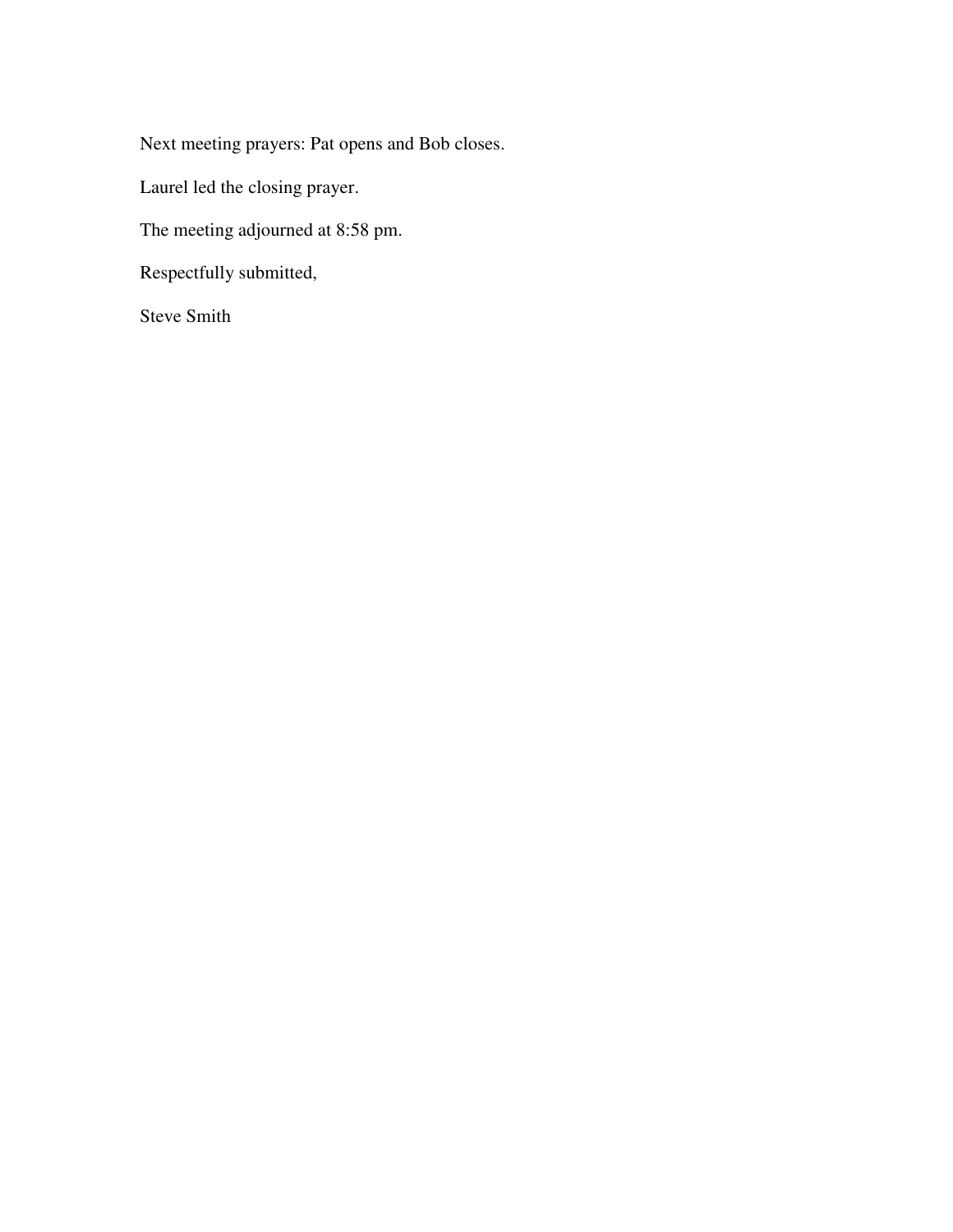Next meeting prayers: Pat opens and Bob closes.

Laurel led the closing prayer.

The meeting adjourned at 8:58 pm.

Respectfully submitted,

Steve Smith